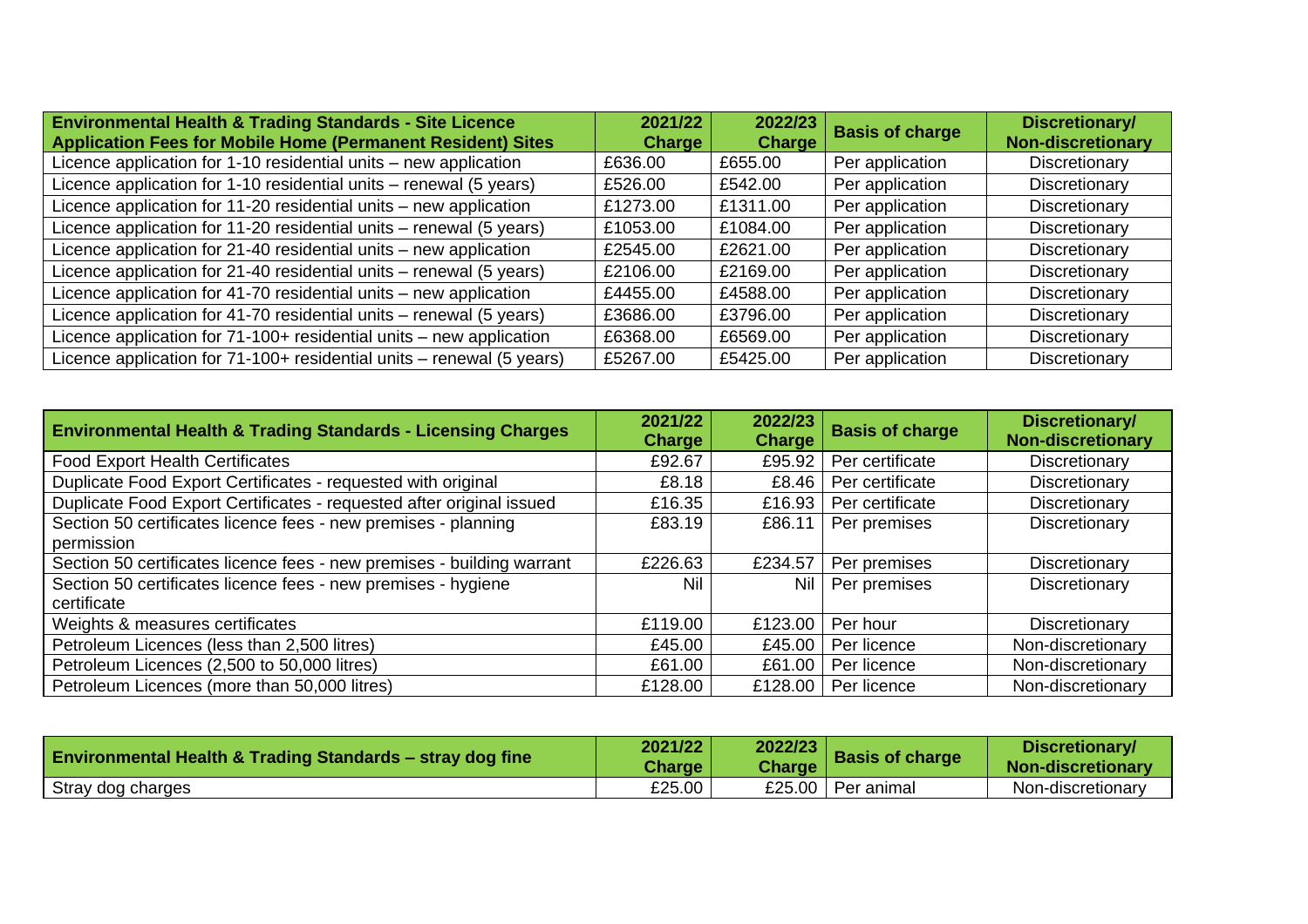| Environmental Health & Trading Standards - Site Licence Application Fees for Mobile Home (Permanent Resident) Sites | 2021/22 Charge | 2022/23 Charge | Basis of charge | Discretionary/ Non-discretionary |
|---|---|---|---|---|
| Licence application for 1-10 residential units – new application | £636.00 | £655.00 | Per application | Discretionary |
| Licence application for 1-10 residential units – renewal (5 years) | £526.00 | £542.00 | Per application | Discretionary |
| Licence application for 11-20 residential units – new application | £1273.00 | £1311.00 | Per application | Discretionary |
| Licence application for 11-20 residential units – renewal (5 years) | £1053.00 | £1084.00 | Per application | Discretionary |
| Licence application for 21-40 residential units – new application | £2545.00 | £2621.00 | Per application | Discretionary |
| Licence application for 21-40 residential units – renewal (5 years) | £2106.00 | £2169.00 | Per application | Discretionary |
| Licence application for 41-70 residential units – new application | £4455.00 | £4588.00 | Per application | Discretionary |
| Licence application for 41-70 residential units – renewal (5 years) | £3686.00 | £3796.00 | Per application | Discretionary |
| Licence application for 71-100+ residential units – new application | £6368.00 | £6569.00 | Per application | Discretionary |
| Licence application for 71-100+ residential units – renewal (5 years) | £5267.00 | £5425.00 | Per application | Discretionary |

| Environmental Health & Trading Standards - Licensing Charges | 2021/22 Charge | 2022/23 Charge | Basis of charge | Discretionary/ Non-discretionary |
|---|---|---|---|---|
| Food Export Health Certificates | £92.67 | £95.92 | Per certificate | Discretionary |
| Duplicate Food Export Certificates - requested with original | £8.18 | £8.46 | Per certificate | Discretionary |
| Duplicate Food Export Certificates - requested after original issued | £16.35 | £16.93 | Per certificate | Discretionary |
| Section 50 certificates licence fees - new premises - planning permission | £83.19 | £86.11 | Per premises | Discretionary |
| Section 50 certificates licence fees - new premises - building warrant | £226.63 | £234.57 | Per premises | Discretionary |
| Section 50 certificates licence fees - new premises - hygiene certificate | Nil | Nil | Per premises | Discretionary |
| Weights & measures certificates | £119.00 | £123.00 | Per hour | Discretionary |
| Petroleum Licences (less than 2,500 litres) | £45.00 | £45.00 | Per licence | Non-discretionary |
| Petroleum Licences (2,500 to 50,000 litres) | £61.00 | £61.00 | Per licence | Non-discretionary |
| Petroleum Licences (more than 50,000 litres) | £128.00 | £128.00 | Per licence | Non-discretionary |

| Environmental Health & Trading Standards – stray dog fine | 2021/22 Charge | 2022/23 Charge | Basis of charge | Discretionary/ Non-discretionary |
|---|---|---|---|---|
| Stray dog charges | £25.00 | £25.00 | Per animal | Non-discretionary |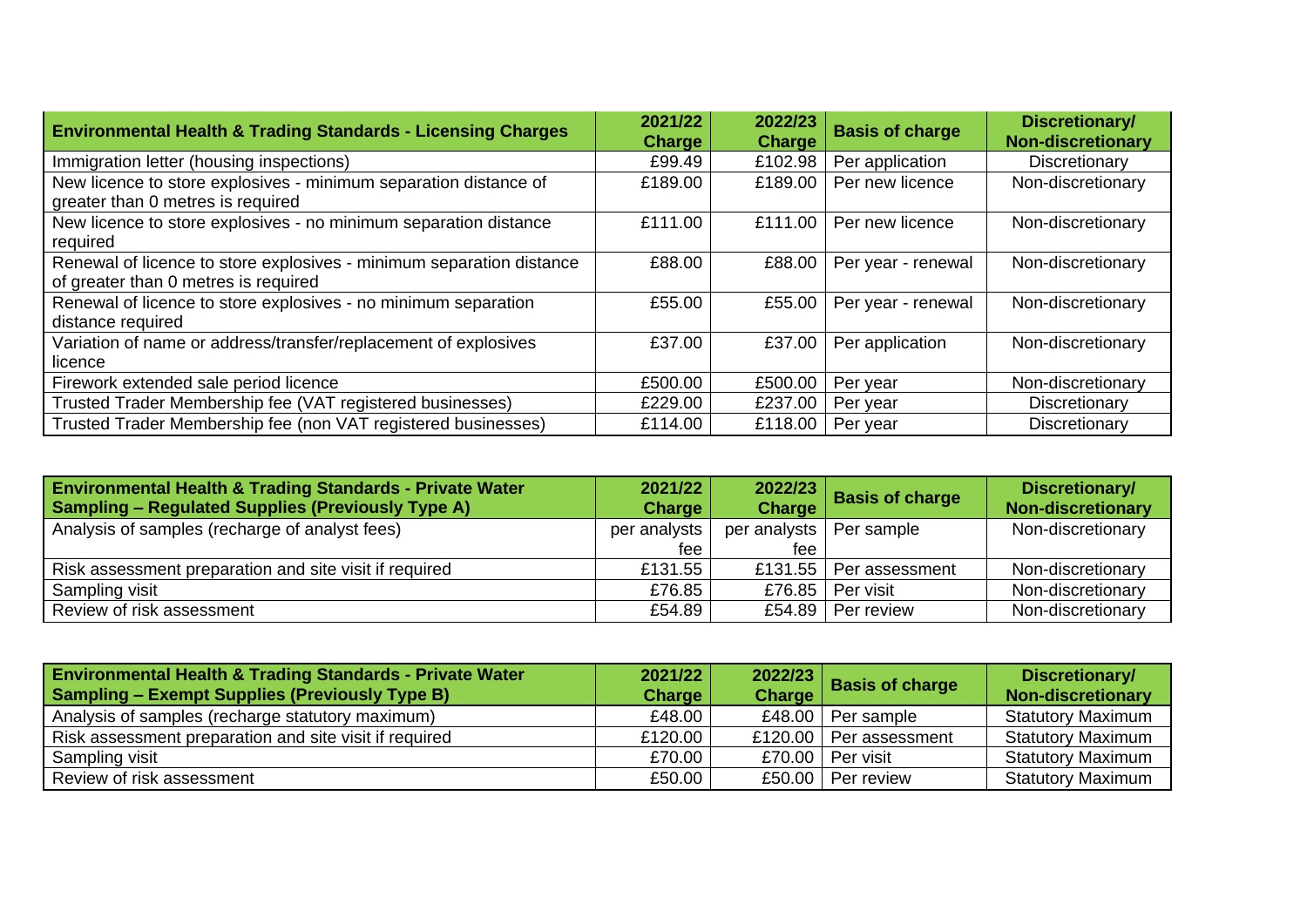| Environmental Health & Trading Standards - Licensing Charges | 2021/22 Charge | 2022/23 Charge | Basis of charge | Discretionary/ Non-discretionary |
|---|---|---|---|---|
| Immigration letter (housing inspections) | £99.49 | £102.98 | Per application | Discretionary |
| New licence to store explosives - minimum separation distance of greater than 0 metres is required | £189.00 | £189.00 | Per new licence | Non-discretionary |
| New licence to store explosives - no minimum separation distance required | £111.00 | £111.00 | Per new licence | Non-discretionary |
| Renewal of licence to store explosives - minimum separation distance of greater than 0 metres is required | £88.00 | £88.00 | Per year - renewal | Non-discretionary |
| Renewal of licence to store explosives - no minimum separation distance required | £55.00 | £55.00 | Per year - renewal | Non-discretionary |
| Variation of name or address/transfer/replacement of explosives licence | £37.00 | £37.00 | Per application | Non-discretionary |
| Firework extended sale period licence | £500.00 | £500.00 | Per year | Non-discretionary |
| Trusted Trader Membership fee (VAT registered businesses) | £229.00 | £237.00 | Per year | Discretionary |
| Trusted Trader Membership fee (non VAT registered businesses) | £114.00 | £118.00 | Per year | Discretionary |

| Environmental Health & Trading Standards - Private Water Sampling – Regulated Supplies (Previously Type A) | 2021/22 Charge | 2022/23 Charge | Basis of charge | Discretionary/ Non-discretionary |
|---|---|---|---|---|
| Analysis of samples (recharge of analyst fees) | per analysts fee | per analysts fee | Per sample | Non-discretionary |
| Risk assessment preparation and site visit if required | £131.55 | £131.55 | Per assessment | Non-discretionary |
| Sampling visit | £76.85 | £76.85 | Per visit | Non-discretionary |
| Review of risk assessment | £54.89 | £54.89 | Per review | Non-discretionary |

| Environmental Health & Trading Standards - Private Water Sampling – Exempt Supplies (Previously Type B) | 2021/22 Charge | 2022/23 Charge | Basis of charge | Discretionary/ Non-discretionary |
|---|---|---|---|---|
| Analysis of samples (recharge statutory maximum) | £48.00 | £48.00 | Per sample | Statutory Maximum |
| Risk assessment preparation and site visit if required | £120.00 | £120.00 | Per assessment | Statutory Maximum |
| Sampling visit | £70.00 | £70.00 | Per visit | Statutory Maximum |
| Review of risk assessment | £50.00 | £50.00 | Per review | Statutory Maximum |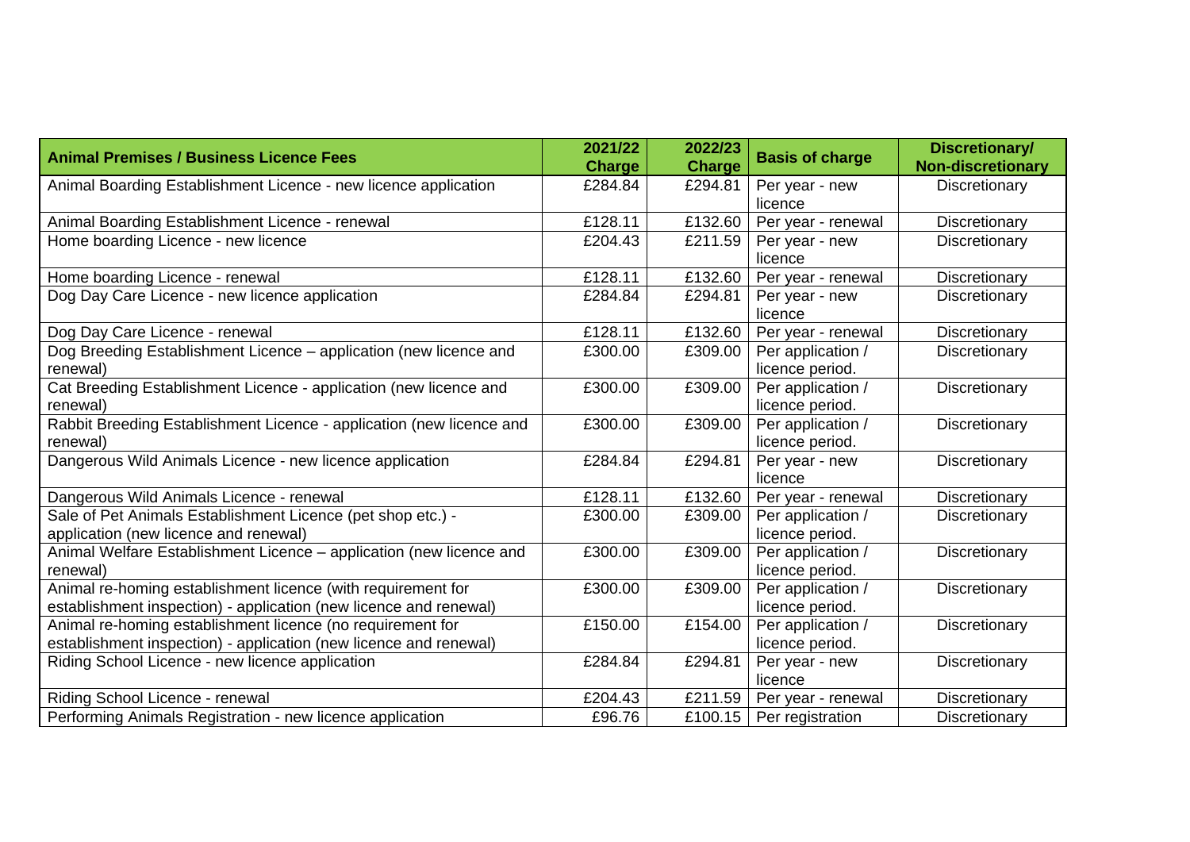| Animal Premises / Business Licence Fees | 2021/22 Charge | 2022/23 Charge | Basis of charge | Discretionary/ Non-discretionary |
|---|---|---|---|---|
| Animal Boarding Establishment Licence - new licence application | £284.84 | £294.81 | Per year - new licence | Discretionary |
| Animal Boarding Establishment Licence - renewal | £128.11 | £132.60 | Per year - renewal | Discretionary |
| Home boarding Licence - new licence | £204.43 | £211.59 | Per year - new licence | Discretionary |
| Home boarding Licence - renewal | £128.11 | £132.60 | Per year - renewal | Discretionary |
| Dog Day Care Licence - new licence application | £284.84 | £294.81 | Per year - new licence | Discretionary |
| Dog Day Care Licence - renewal | £128.11 | £132.60 | Per year - renewal | Discretionary |
| Dog Breeding Establishment Licence – application (new licence and renewal) | £300.00 | £309.00 | Per application / licence period. | Discretionary |
| Cat Breeding Establishment Licence - application (new licence and renewal) | £300.00 | £309.00 | Per application / licence period. | Discretionary |
| Rabbit Breeding Establishment Licence - application (new licence and renewal) | £300.00 | £309.00 | Per application / licence period. | Discretionary |
| Dangerous Wild Animals Licence - new licence application | £284.84 | £294.81 | Per year - new licence | Discretionary |
| Dangerous Wild Animals Licence - renewal | £128.11 | £132.60 | Per year - renewal | Discretionary |
| Sale of Pet Animals Establishment Licence (pet shop etc.) - application (new licence and renewal) | £300.00 | £309.00 | Per application / licence period. | Discretionary |
| Animal Welfare Establishment Licence – application (new licence and renewal) | £300.00 | £309.00 | Per application / licence period. | Discretionary |
| Animal re-homing establishment licence (with requirement for establishment inspection) - application (new licence and renewal) | £300.00 | £309.00 | Per application / licence period. | Discretionary |
| Animal re-homing establishment licence (no requirement for establishment inspection) - application (new licence and renewal) | £150.00 | £154.00 | Per application / licence period. | Discretionary |
| Riding School Licence - new licence application | £284.84 | £294.81 | Per year - new licence | Discretionary |
| Riding School Licence - renewal | £204.43 | £211.59 | Per year - renewal | Discretionary |
| Performing Animals Registration - new licence application | £96.76 | £100.15 | Per registration | Discretionary |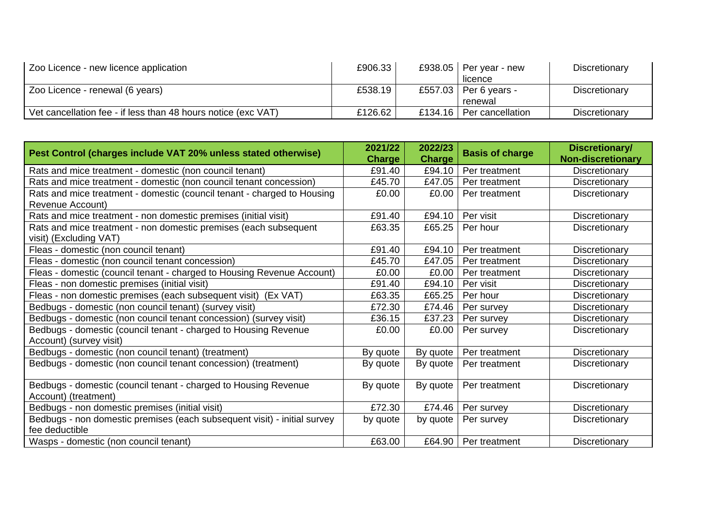| | | | | |
|---|---|---|---|---|
| Zoo Licence - new licence application | £906.33 | £938.05 | Per year - new licence | Discretionary |
| Zoo Licence - renewal (6 years) | £538.19 | £557.03 | Per 6 years - renewal | Discretionary |
| Vet cancellation fee - if less than 48 hours notice (exc VAT) | £126.62 | £134.16 | Per cancellation | Discretionary |

| Pest Control (charges include VAT 20% unless stated otherwise) | 2021/22 Charge | 2022/23 Charge | Basis of charge | Discretionary/ Non-discretionary |
|---|---|---|---|---|
| Rats and mice treatment - domestic (non council tenant) | £91.40 | £94.10 | Per treatment | Discretionary |
| Rats and mice treatment - domestic (non council tenant concession) | £45.70 | £47.05 | Per treatment | Discretionary |
| Rats and mice treatment - domestic (council tenant - charged to Housing Revenue Account) | £0.00 | £0.00 | Per treatment | Discretionary |
| Rats and mice treatment - non domestic premises (initial visit) | £91.40 | £94.10 | Per visit | Discretionary |
| Rats and mice treatment - non domestic premises (each subsequent visit) (Excluding VAT) | £63.35 | £65.25 | Per hour | Discretionary |
| Fleas - domestic (non council tenant) | £91.40 | £94.10 | Per treatment | Discretionary |
| Fleas - domestic (non council tenant concession) | £45.70 | £47.05 | Per treatment | Discretionary |
| Fleas - domestic (council tenant - charged to Housing Revenue Account) | £0.00 | £0.00 | Per treatment | Discretionary |
| Fleas - non domestic premises (initial visit) | £91.40 | £94.10 | Per visit | Discretionary |
| Fleas - non domestic premises (each subsequent visit) (Ex VAT) | £63.35 | £65.25 | Per hour | Discretionary |
| Bedbugs - domestic (non council tenant) (survey visit) | £72.30 | £74.46 | Per survey | Discretionary |
| Bedbugs - domestic (non council tenant concession) (survey visit) | £36.15 | £37.23 | Per survey | Discretionary |
| Bedbugs - domestic (council tenant - charged to Housing Revenue Account) (survey visit) | £0.00 | £0.00 | Per survey | Discretionary |
| Bedbugs - domestic (non council tenant) (treatment) | By quote | By quote | Per treatment | Discretionary |
| Bedbugs - domestic (non council tenant concession) (treatment) | By quote | By quote | Per treatment | Discretionary |
| Bedbugs - domestic (council tenant - charged to Housing Revenue Account) (treatment) | By quote | By quote | Per treatment | Discretionary |
| Bedbugs - non domestic premises (initial visit) | £72.30 | £74.46 | Per survey | Discretionary |
| Bedbugs - non domestic premises (each subsequent visit) - initial survey fee deductible | by quote | by quote | Per survey | Discretionary |
| Wasps - domestic (non council tenant) | £63.00 | £64.90 | Per treatment | Discretionary |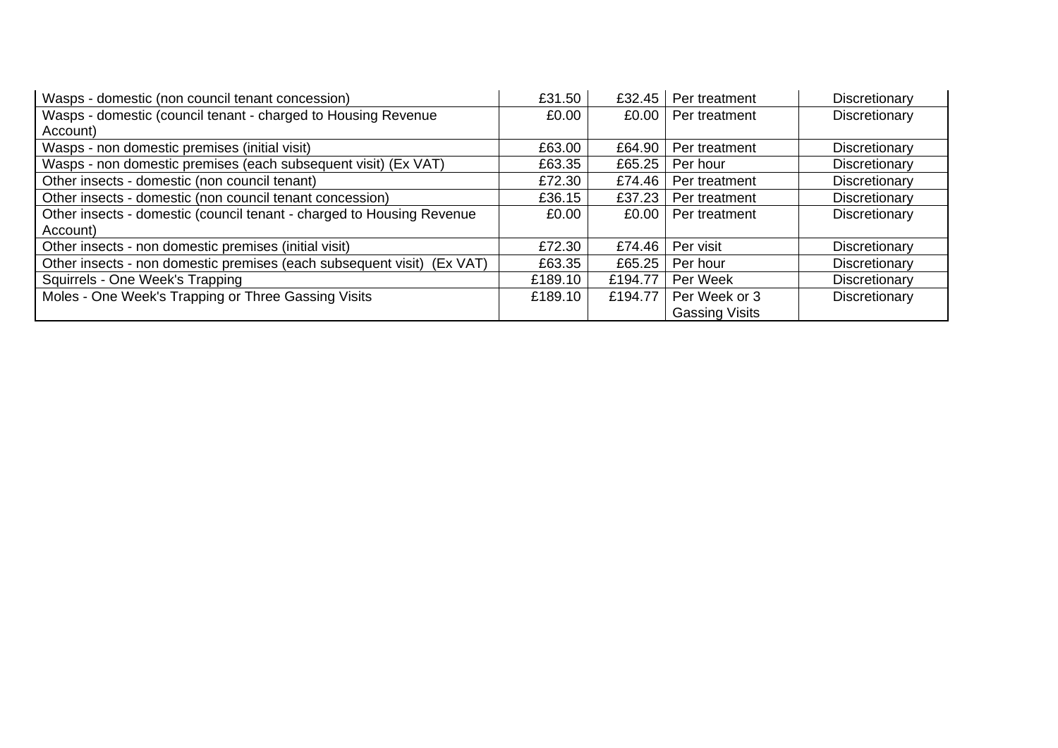| | | | | |
|---|---|---|---|---|
| Wasps - domestic (non council tenant concession) | £31.50 | £32.45 | Per treatment | Discretionary |
| Wasps - domestic (council tenant - charged to Housing Revenue Account) | £0.00 | £0.00 | Per treatment | Discretionary |
| Wasps - non domestic premises (initial visit) | £63.00 | £64.90 | Per treatment | Discretionary |
| Wasps - non domestic premises (each subsequent visit) (Ex VAT) | £63.35 | £65.25 | Per hour | Discretionary |
| Other insects - domestic (non council tenant) | £72.30 | £74.46 | Per treatment | Discretionary |
| Other insects - domestic (non council tenant concession) | £36.15 | £37.23 | Per treatment | Discretionary |
| Other insects - domestic (council tenant - charged to Housing Revenue Account) | £0.00 | £0.00 | Per treatment | Discretionary |
| Other insects - non domestic premises (initial visit) | £72.30 | £74.46 | Per visit | Discretionary |
| Other insects - non domestic premises (each subsequent visit) (Ex VAT) | £63.35 | £65.25 | Per hour | Discretionary |
| Squirrels - One Week's Trapping | £189.10 | £194.77 | Per Week | Discretionary |
| Moles - One Week's Trapping or Three Gassing Visits | £189.10 | £194.77 | Per Week or 3 Gassing Visits | Discretionary |